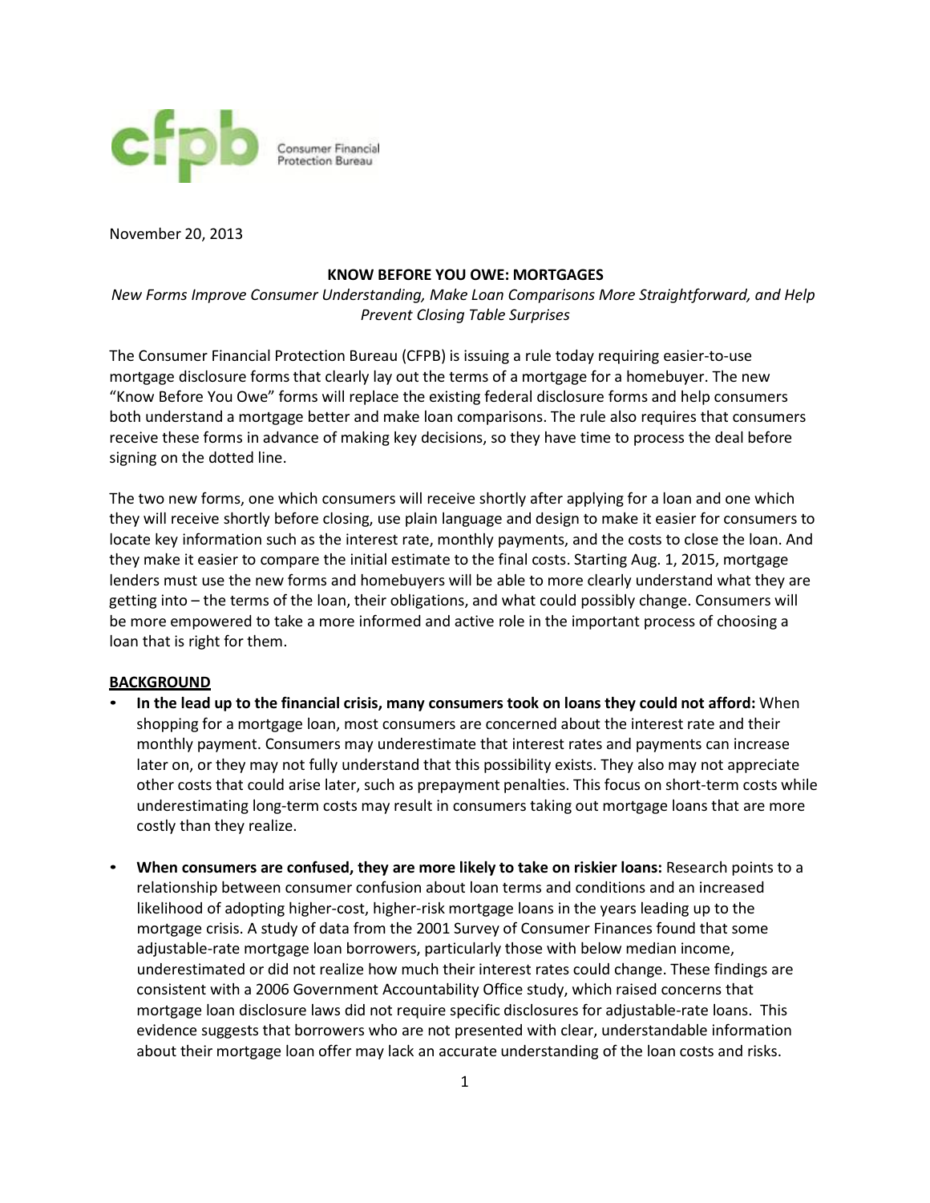November 20, 2013

**KNOW BEFORE YOU OWE: MORTGAGES**

*New Forms Improve Consumer Understanding, Make Loan Comparisons More Straightforward, and Help Prevent Closing Table Surprises*

The Consumer Financial Protection Bureau (CFPB) is issuing a rule today requiring easier-to-use mortgage disclosure forms that clearly lay out the terms of a mortgage for a homebuyer. The new "Know Before You Owe" forms will replace the existing federal disclosure forms and help consumers both understand a mortgage better and make loan comparisons. The rule also requires that consumers receive these forms in advance of making key decisions, so they have time to process the deal before signing on the dotted line.

The two new forms, one which consumers will receive shortly after applying for a loan and one which they will receive shortly before closing, use plain language and design to make it easier for consumers to locate key information such as the interest rate, monthly payments, and the costs to close the loan. And they make it easier to compare the initial estimate to the final costs. Starting Aug. 1, 2015, mortgage lenders must use the new forms and homebuyers will be able to more clearly understand what they are getting into – the terms of the loan, their obligations, and what could possibly change. Consumers will be more empowered to take a more informed and active role in the important process of choosing a loan that is right for them.

## BACKGROUND

- **In the lead up to the financial crisis, many consumers took on loans they could not afford:** When shopping for a mortgage loan, most consumers are concerned about the interest rate and their monthly payment. Consumers may underestimate that interest rates and payments can increase later on, or they may not fully understand that this possibility exists. They also may not appreciate other costs that could arise later, such as prepayment penalties. This focus on short-term costs while underestimating long-term costs may result in consumers taking out mortgage loans that are more costly than they realize.

- **When consumers are confused, they are more likely to take on riskier loans:** Research points to a relationship between consumer confusion about loan terms and conditions and an increased likelihood of adopting higher-cost, higher-risk mortgage loans in the years leading up to the mortgage crisis. A study of data from the 2001 Survey of Consumer Finances found that some adjustable-rate mortgage loan borrowers, particularly those with below median income, underestimated or did not realize how much their interest rates could change. These findings are consistent with a 2006 Government Accountability Office study, which raised concerns that mortgage loan disclosure laws did not require specific disclosures for adjustable-rate loans. This evidence suggests that borrowers who are not presented with clear, understandable information about their mortgage loan offer may lack an accurate understanding of the loan costs and risks.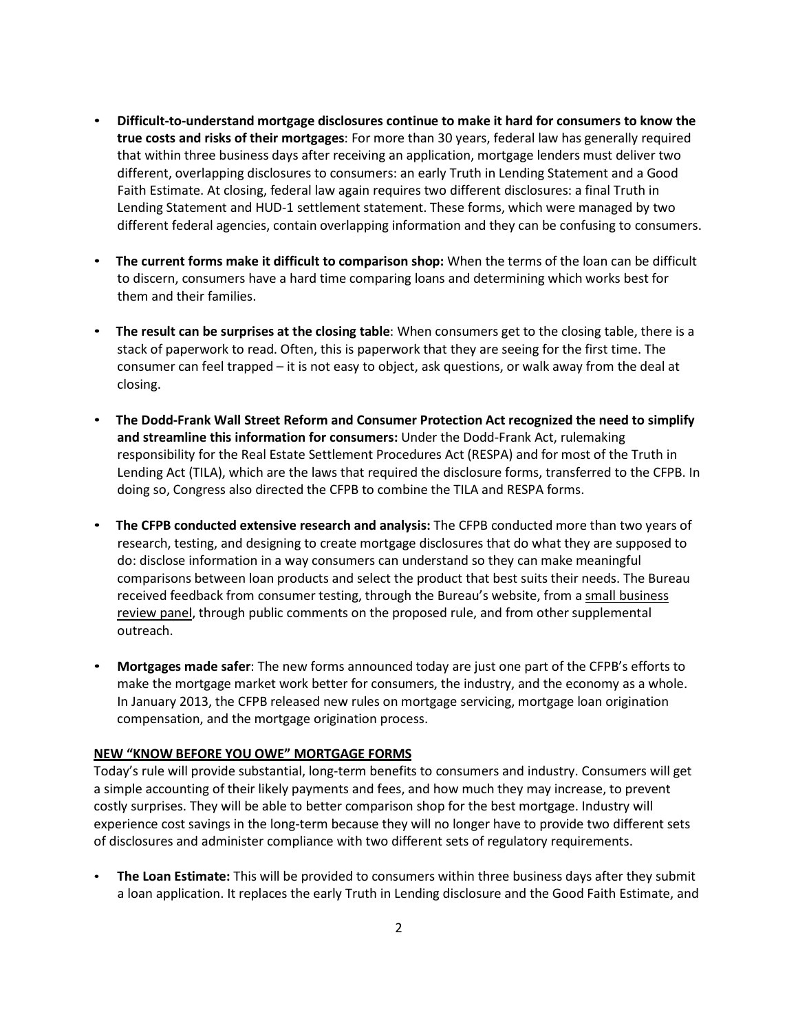- **Difficult-to-understand mortgage disclosures continue to make it hard for consumers to know the true costs and risks of their mortgages**: For more than 30 years, federal law has generally required that within three business days after receiving an application, mortgage lenders must deliver two different, overlapping disclosures to consumers: an early Truth in Lending Statement and a Good Faith Estimate. At closing, federal law again requires two different disclosures: a final Truth in Lending Statement and HUD-1 settlement statement. These forms, which were managed by two different federal agencies, contain overlapping information and they can be confusing to consumers.

- **The current forms make it difficult to comparison shop:** When the terms of the loan can be difficult to discern, consumers have a hard time comparing loans and determining which works best for them and their families.

- **The result can be surprises at the closing table**: When consumers get to the closing table, there is a stack of paperwork to read. Often, this is paperwork that they are seeing for the first time. The consumer can feel trapped – it is not easy to object, ask questions, or walk away from the deal at closing.

- **The Dodd-Frank Wall Street Reform and Consumer Protection Act recognized the need to simplify and streamline this information for consumers:** Under the Dodd-Frank Act, rulemaking responsibility for the Real Estate Settlement Procedures Act (RESPA) and for most of the Truth in Lending Act (TILA), which are the laws that required the disclosure forms, transferred to the CFPB. In doing so, Congress also directed the CFPB to combine the TILA and RESPA forms.

- **The CFPB conducted extensive research and analysis:** The CFPB conducted more than two years of research, testing, and designing to create mortgage disclosures that do what they are supposed to do: disclose information in a way consumers can understand so they can make meaningful comparisons between loan products and select the product that best suits their needs. The Bureau received feedback from consumer testing, through the Bureau's website, from a small business review panel, through public comments on the proposed rule, and from other supplemental outreach.

- **Mortgages made safer**: The new forms announced today are just one part of the CFPB's efforts to make the mortgage market work better for consumers, the industry, and the economy as a whole. In January 2013, the CFPB released new rules on mortgage servicing, mortgage loan origination compensation, and the mortgage origination process.

**NEW "KNOW BEFORE YOU OWE" MORTGAGE FORMS**

Today's rule will provide substantial, long-term benefits to consumers and industry. Consumers will get a simple accounting of their likely payments and fees, and how much they may increase, to prevent costly surprises. They will be able to better comparison shop for the best mortgage. Industry will experience cost savings in the long-term because they will no longer have to provide two different sets of disclosures and administer compliance with two different sets of regulatory requirements.

- **The Loan Estimate:** This will be provided to consumers within three business days after they submit a loan application. It replaces the early Truth in Lending disclosure and the Good Faith Estimate, and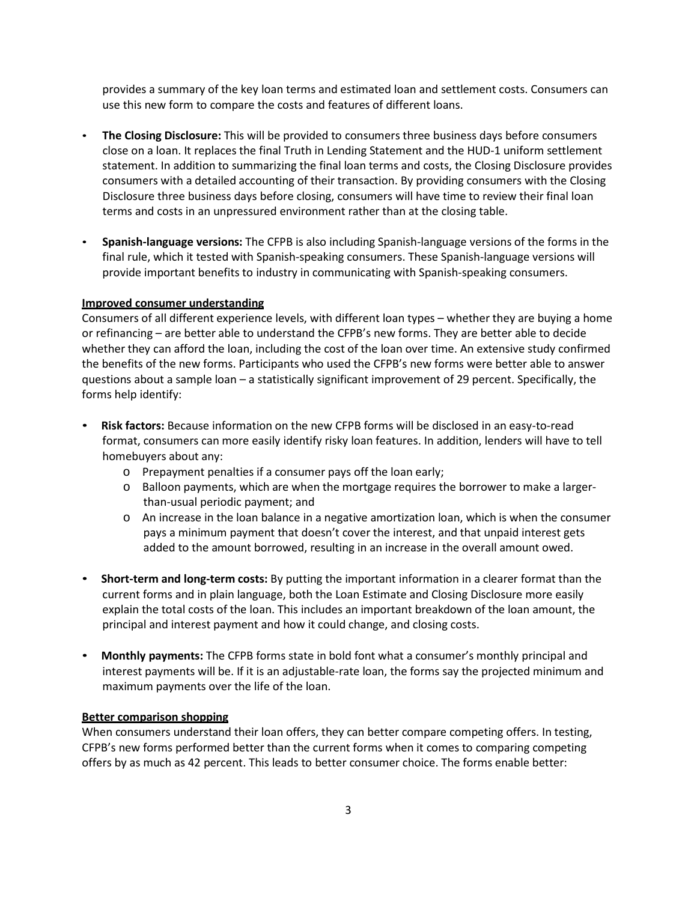provides a summary of the key loan terms and estimated loan and settlement costs. Consumers can use this new form to compare the costs and features of different loans.

- **The Closing Disclosure:** This will be provided to consumers three business days before consumers close on a loan. It replaces the final Truth in Lending Statement and the HUD-1 uniform settlement statement. In addition to summarizing the final loan terms and costs, the Closing Disclosure provides consumers with a detailed accounting of their transaction. By providing consumers with the Closing Disclosure three business days before closing, consumers will have time to review their final loan terms and costs in an unpressured environment rather than at the closing table.

- **Spanish-language versions:** The CFPB is also including Spanish-language versions of the forms in the final rule, which it tested with Spanish-speaking consumers. These Spanish-language versions will provide important benefits to industry in communicating with Spanish-speaking consumers.

**Improved consumer understanding**

Consumers of all different experience levels, with different loan types – whether they are buying a home or refinancing – are better able to understand the CFPB's new forms. They are better able to decide whether they can afford the loan, including the cost of the loan over time. An extensive study confirmed the benefits of the new forms. Participants who used the CFPB's new forms were better able to answer questions about a sample loan – a statistically significant improvement of 29 percent. Specifically, the forms help identify:

- **Risk factors:** Because information on the new CFPB forms will be disclosed in an easy-to-read format, consumers can more easily identify risky loan features. In addition, lenders will have to tell homebuyers about any:
  - Prepayment penalties if a consumer pays off the loan early;
  - Balloon payments, which are when the mortgage requires the borrower to make a larger-than-usual periodic payment; and
  - An increase in the loan balance in a negative amortization loan, which is when the consumer pays a minimum payment that doesn't cover the interest, and that unpaid interest gets added to the amount borrowed, resulting in an increase in the overall amount owed.

- **Short-term and long-term costs:** By putting the important information in a clearer format than the current forms and in plain language, both the Loan Estimate and Closing Disclosure more easily explain the total costs of the loan. This includes an important breakdown of the loan amount, the principal and interest payment and how it could change, and closing costs.

- **Monthly payments:** The CFPB forms state in bold font what a consumer's monthly principal and interest payments will be. If it is an adjustable-rate loan, the forms say the projected minimum and maximum payments over the life of the loan.

**Better comparison shopping**

When consumers understand their loan offers, they can better compare competing offers. In testing, CFPB's new forms performed better than the current forms when it comes to comparing competing offers by as much as 42 percent. This leads to better consumer choice. The forms enable better: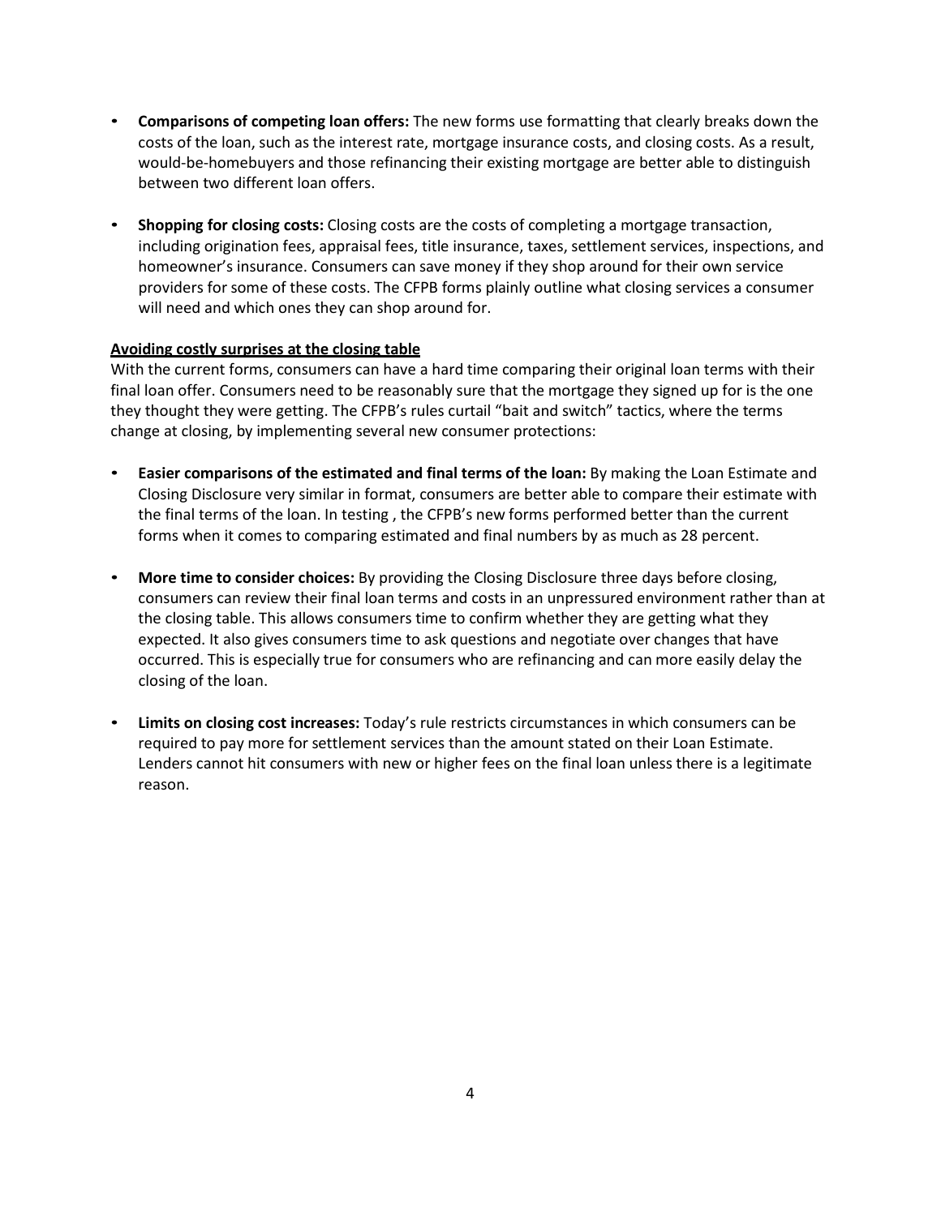- **Comparisons of competing loan offers:** The new forms use formatting that clearly breaks down the costs of the loan, such as the interest rate, mortgage insurance costs, and closing costs. As a result, would-be-homebuyers and those refinancing their existing mortgage are better able to distinguish between two different loan offers.

- **Shopping for closing costs:** Closing costs are the costs of completing a mortgage transaction, including origination fees, appraisal fees, title insurance, taxes, settlement services, inspections, and homeowner's insurance. Consumers can save money if they shop around for their own service providers for some of these costs. The CFPB forms plainly outline what closing services a consumer will need and which ones they can shop around for.

**Avoiding costly surprises at the closing table**

With the current forms, consumers can have a hard time comparing their original loan terms with their final loan offer. Consumers need to be reasonably sure that the mortgage they signed up for is the one they thought they were getting. The CFPB's rules curtail "bait and switch" tactics, where the terms change at closing, by implementing several new consumer protections:

- **Easier comparisons of the estimated and final terms of the loan:** By making the Loan Estimate and Closing Disclosure very similar in format, consumers are better able to compare their estimate with the final terms of the loan. In testing , the CFPB's new forms performed better than the current forms when it comes to comparing estimated and final numbers by as much as 28 percent.

- **More time to consider choices:** By providing the Closing Disclosure three days before closing, consumers can review their final loan terms and costs in an unpressured environment rather than at the closing table. This allows consumers time to confirm whether they are getting what they expected. It also gives consumers time to ask questions and negotiate over changes that have occurred. This is especially true for consumers who are refinancing and can more easily delay the closing of the loan.

- **Limits on closing cost increases:** Today's rule restricts circumstances in which consumers can be required to pay more for settlement services than the amount stated on their Loan Estimate. Lenders cannot hit consumers with new or higher fees on the final loan unless there is a legitimate reason.